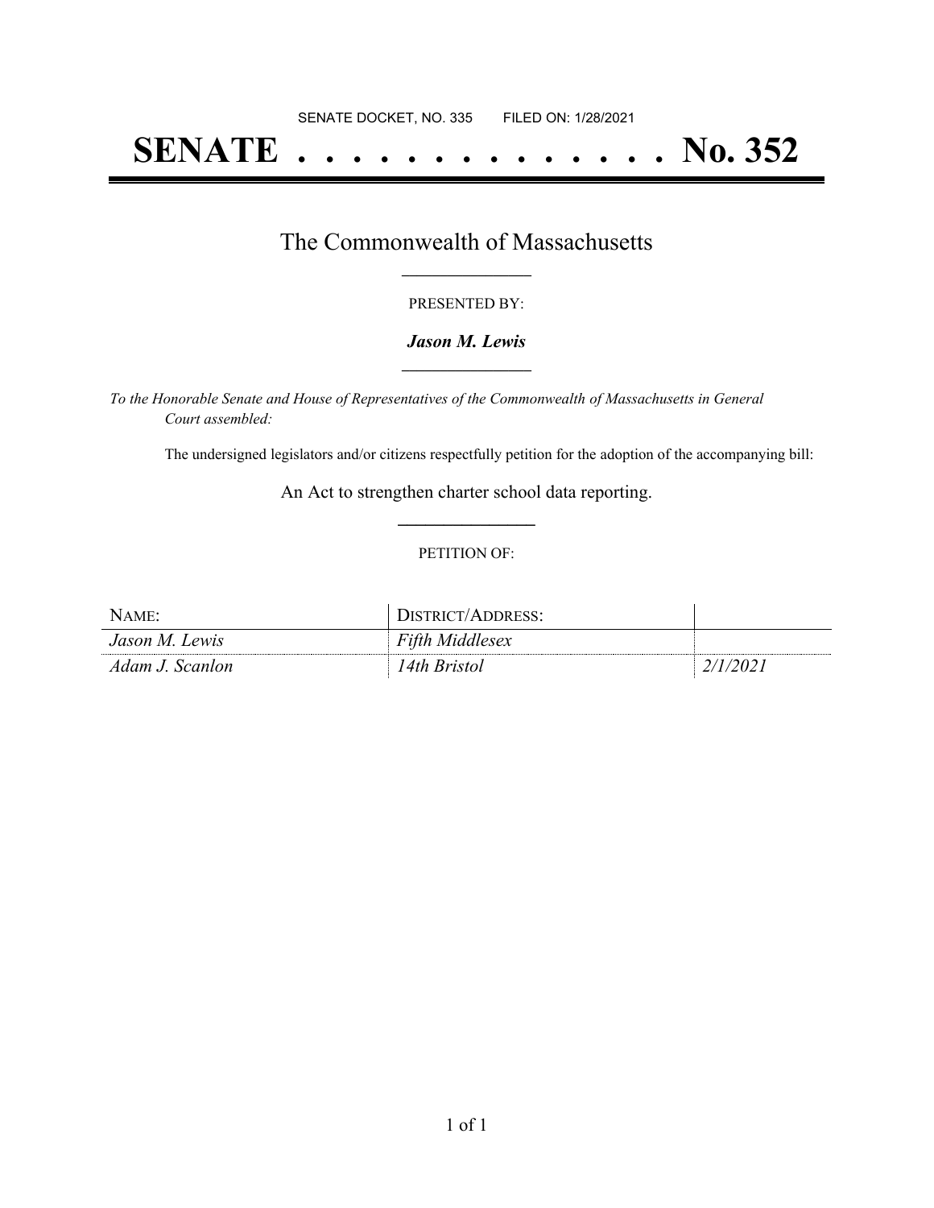SENATE DOCKET, NO. 335        FILED ON: 1/28/2021

# SENATE . . . . . . . . . . . . . . No. 352

## The Commonwealth of Massachusetts

PRESENTED BY:

***Jason M. Lewis***

*To the Honorable Senate and House of Representatives of the Commonwealth of Massachusetts in General Court assembled:*

The undersigned legislators and/or citizens respectfully petition for the adoption of the accompanying bill:

An Act to strengthen charter school data reporting.

PETITION OF:

| NAME: | DISTRICT/ADDRESS: | |
|---|---|---|
| *Jason M. Lewis* | *Fifth Middlesex* | |
| *Adam J. Scanlon* | *14th Bristol* | *2/1/2021* |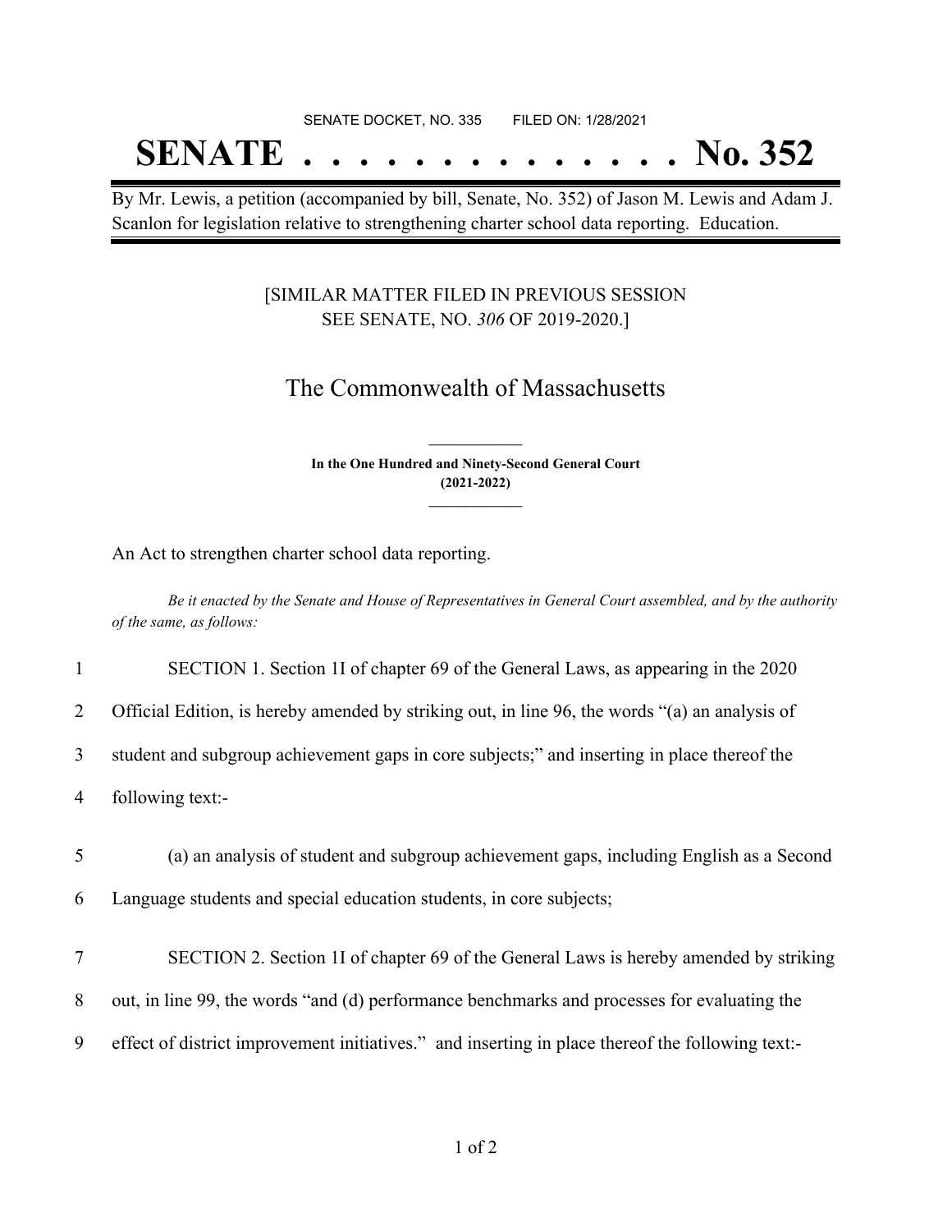SENATE DOCKET, NO. 335        FILED ON: 1/28/2021

# SENATE . . . . . . . . . . . . . . No. 352

By Mr. Lewis, a petition (accompanied by bill, Senate, No. 352) of Jason M. Lewis and Adam J. Scanlon for legislation relative to strengthening charter school data reporting. Education.

[SIMILAR MATTER FILED IN PREVIOUS SESSION
SEE SENATE, NO. *306* OF 2019-2020.]

## The Commonwealth of Massachusetts

**In the One Hundred and Ninety-Second General Court**
**(2021-2022)**

An Act to strengthen charter school data reporting.

*Be it enacted by the Senate and House of Representatives in General Court assembled, and by the authority of the same, as follows:*

1 SECTION 1. Section 1I of chapter 69 of the General Laws, as appearing in the 2020
2 Official Edition, is hereby amended by striking out, in line 96, the words "(a) an analysis of
3 student and subgroup achievement gaps in core subjects;" and inserting in place thereof the
4 following text:-

5 (a) an analysis of student and subgroup achievement gaps, including English as a Second
6 Language students and special education students, in core subjects;

7 SECTION 2. Section 1I of chapter 69 of the General Laws is hereby amended by striking
8 out, in line 99, the words "and (d) performance benchmarks and processes for evaluating the
9 effect of district improvement initiatives." and inserting in place thereof the following text:-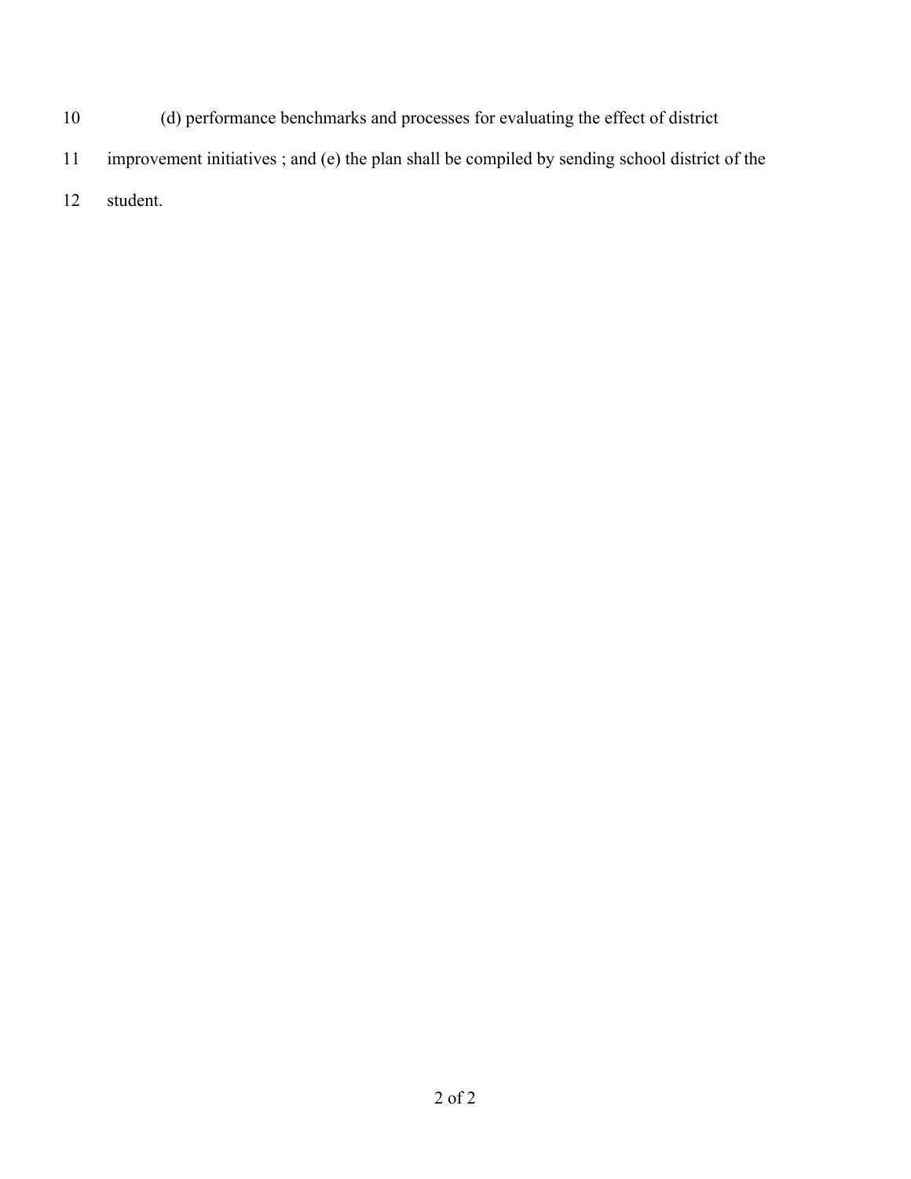(d) performance benchmarks and processes for evaluating the effect of district improvement initiatives ; and (e) the plan shall be compiled by sending school district of the student.